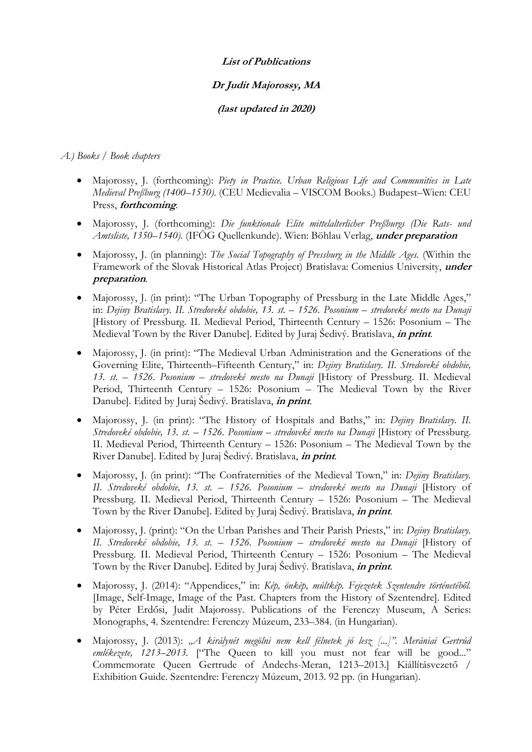**List of Publications**

***Dr Judit Majorossy, MA***

***(last updated in 2020)***

*A.) Books / Book chapters*

- Majorossy, J. (forthcoming): *Piety in Practice. Urban Religious Life and Communities in Late Medieval Preßburg (1400–1530).* (CEU Medievalia – VISCOM Books.) Budapest–Wien: CEU Press, ***forthcoming***.
- Majorossy, J. (forthcoming): *Die funktionale Elite mittelalterlicher Preßburgs (Die Rats- und Amtsliste, 1350–1540).* (IFÖG Quellenkunde). Wien: Böhlau Verlag, ***under preparation***
- Majorossy, J. (in planning): *The Social Topography of Pressburg in the Middle Ages.* (Within the Framework of the Slovak Historical Atlas Project) Bratislava: Comenius University, ***under preparation***.
- Majorossy, J. (in print): "The Urban Topography of Pressburg in the Late Middle Ages," in: *Dejiny Bratislavy. II. Stredoveké obdobie, 13. st. – 1526. Posonium – stredoveké mesto na Dunaji* [History of Pressburg. II. Medieval Period, Thirteenth Century – 1526: Posonium – The Medieval Town by the River Danube]. Edited by Juraj Šedivý. Bratislava, ***in print***.
- Majorossy, J. (in print): "The Medieval Urban Administration and the Generations of the Governing Elite, Thirteenth–Fifteenth Century," in: *Dejiny Bratislavy. II. Stredoveké obdobie, 13. st. – 1526. Posonium – stredoveké mesto na Dunaji* [History of Pressburg. II. Medieval Period, Thirteenth Century – 1526: Posonium – The Medieval Town by the River Danube]. Edited by Juraj Šedivý. Bratislava, ***in print***.
- Majorossy, J. (in print): "The History of Hospitals and Baths," in: *Dejiny Bratislavy. II. Stredoveké obdobie, 13. st. – 1526. Posonium – stredoveké mesto na Dunaji* [History of Pressburg. II. Medieval Period, Thirteenth Century – 1526: Posonium – The Medieval Town by the River Danube]. Edited by Juraj Šedivý. Bratislava, ***in print***.
- Majorossy, J. (in print): "The Confraternities of the Medieval Town," in: *Dejiny Bratislavy. II. Stredoveké obdobie, 13. st. – 1526. Posonium – stredoveké mesto na Dunaji* [History of Pressburg. II. Medieval Period, Thirteenth Century – 1526: Posonium – The Medieval Town by the River Danube]. Edited by Juraj Šedivý. Bratislava, ***in print***.
- Majorossy, J. (print): "On the Urban Parishes and Their Parish Priests," in: *Dejiny Bratislavy. II. Stredoveké obdobie, 13. st. – 1526. Posonium – stredoveké mesto na Dunaji* [History of Pressburg. II. Medieval Period, Thirteenth Century – 1526: Posonium – The Medieval Town by the River Danube]. Edited by Juraj Šedivý. Bratislava, ***in print***.
- Majorossy, J. (2014): "Appendices," in: *Kép, önkép, múltkép. Fejezetek Szentendre történetéből.* [Image, Self-Image, Image of the Past. Chapters from the History of Szentendre]. Edited by Péter Erdősi, Judit Majorossy. Publications of the Ferenczy Museum, A Series: Monographs, 4. Szentendre: Ferenczy Múzeum, 233–384. (in Hungarian).
- Majorossy, J. (2013): *„A királynét megölni nem kell félnetek jó lesz [...]". Merániai Gertrúd emlékezete, 1213–2013.* ["The Queen to kill you must not fear will be good..." Commemorate Queen Gertrude of Andechs-Meran, 1213–2013.] Kiállításvezető / Exhibition Guide. Szentendre: Ferenczy Múzeum, 2013. 92 pp. (in Hungarian).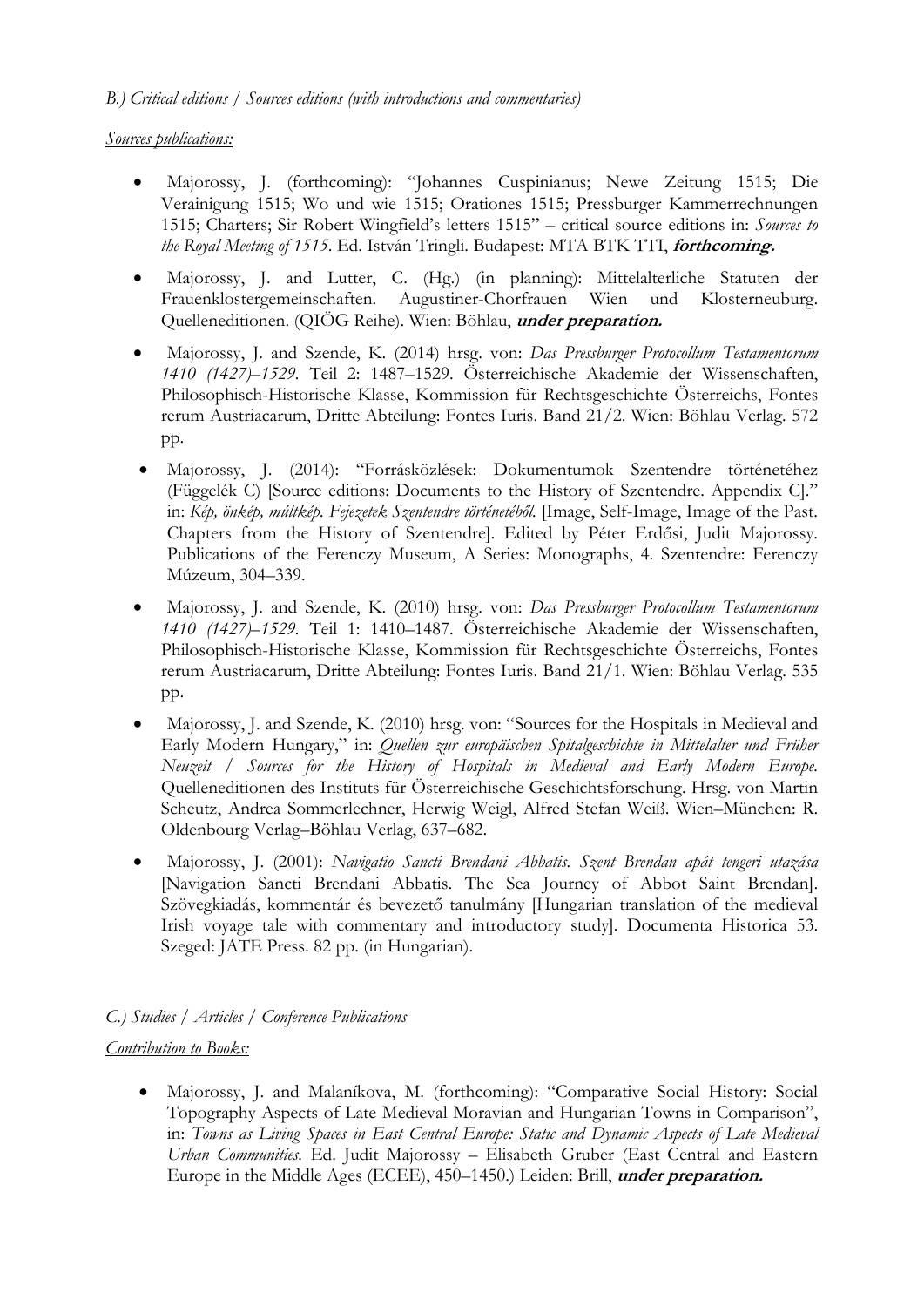*B.) Critical editions / Sources editions (with introductions and commentaries)*

*Sources publications:*

- Majorossy, J. (forthcoming): "Johannes Cuspinianus; Newe Zeitung 1515; Die Verainigung 1515; Wo und wie 1515; Orationes 1515; Pressburger Kammerrechnungen 1515; Charters; Sir Robert Wingfield's letters 1515" – critical source editions in: *Sources to the Royal Meeting of 1515*. Ed. István Tringli. Budapest: MTA BTK TTI, ***forthcoming.***
- Majorossy, J. and Lutter, C. (Hg.) (in planning): Mittelalterliche Statuten der Frauenklostergemeinschaften. Augustiner-Chorfrauen Wien und Klosterneuburg. Quelleneditionen. (QIÖG Reihe). Wien: Böhlau, ***under preparation.***
- Majorossy, J. and Szende, K. (2014) hrsg. von: *Das Pressburger Protocollum Testamentorum 1410 (1427)–1529*. Teil 2: 1487–1529. Österreichische Akademie der Wissenschaften, Philosophisch-Historische Klasse, Kommission für Rechtsgeschichte Österreichs, Fontes rerum Austriacarum, Dritte Abteilung: Fontes Iuris. Band 21/2. Wien: Böhlau Verlag. 572 pp.
- Majorossy, J. (2014): "Forrásközlések: Dokumentumok Szentendre történetéhez (Függelék C) [Source editions: Documents to the History of Szentendre. Appendix C]." in: *Kép, önkép, múltkép. Fejezetek Szentendre történetéből.* [Image, Self-Image, Image of the Past. Chapters from the History of Szentendre]. Edited by Péter Erdősi, Judit Majorossy. Publications of the Ferenczy Museum, A Series: Monographs, 4. Szentendre: Ferenczy Múzeum, 304–339.
- Majorossy, J. and Szende, K. (2010) hrsg. von: *Das Pressburger Protocollum Testamentorum 1410 (1427)–1529*. Teil 1: 1410–1487. Österreichische Akademie der Wissenschaften, Philosophisch-Historische Klasse, Kommission für Rechtsgeschichte Österreichs, Fontes rerum Austriacarum, Dritte Abteilung: Fontes Iuris. Band 21/1. Wien: Böhlau Verlag. 535 pp.
- Majorossy, J. and Szende, K. (2010) hrsg. von: "Sources for the Hospitals in Medieval and Early Modern Hungary," in: *Quellen zur europäischen Spitalgeschichte in Mittelalter und Früher Neuzeit / Sources for the History of Hospitals in Medieval and Early Modern Europe.* Quelleneditionen des Instituts für Österreichische Geschichtsforschung. Hrsg. von Martin Scheutz, Andrea Sommerlechner, Herwig Weigl, Alfred Stefan Weiß. Wien–München: R. Oldenbourg Verlag–Böhlau Verlag, 637–682.
- Majorossy, J. (2001): *Navigatio Sancti Brendani Abbatis. Szent Brendan apát tengeri utazása* [Navigation Sancti Brendani Abbatis. The Sea Journey of Abbot Saint Brendan]. Szövegkiadás, kommentár és bevezető tanulmány [Hungarian translation of the medieval Irish voyage tale with commentary and introductory study]. Documenta Historica 53. Szeged: JATE Press. 82 pp. (in Hungarian).

*C.) Studies / Articles / Conference Publications*

*Contribution to Books:*

- Majorossy, J. and Malaníkova, M. (forthcoming): "Comparative Social History: Social Topography Aspects of Late Medieval Moravian and Hungarian Towns in Comparison", in: *Towns as Living Spaces in East Central Europe: Static and Dynamic Aspects of Late Medieval Urban Communities.* Ed. Judit Majorossy – Elisabeth Gruber (East Central and Eastern Europe in the Middle Ages (ECEE), 450–1450.) Leiden: Brill, ***under preparation.***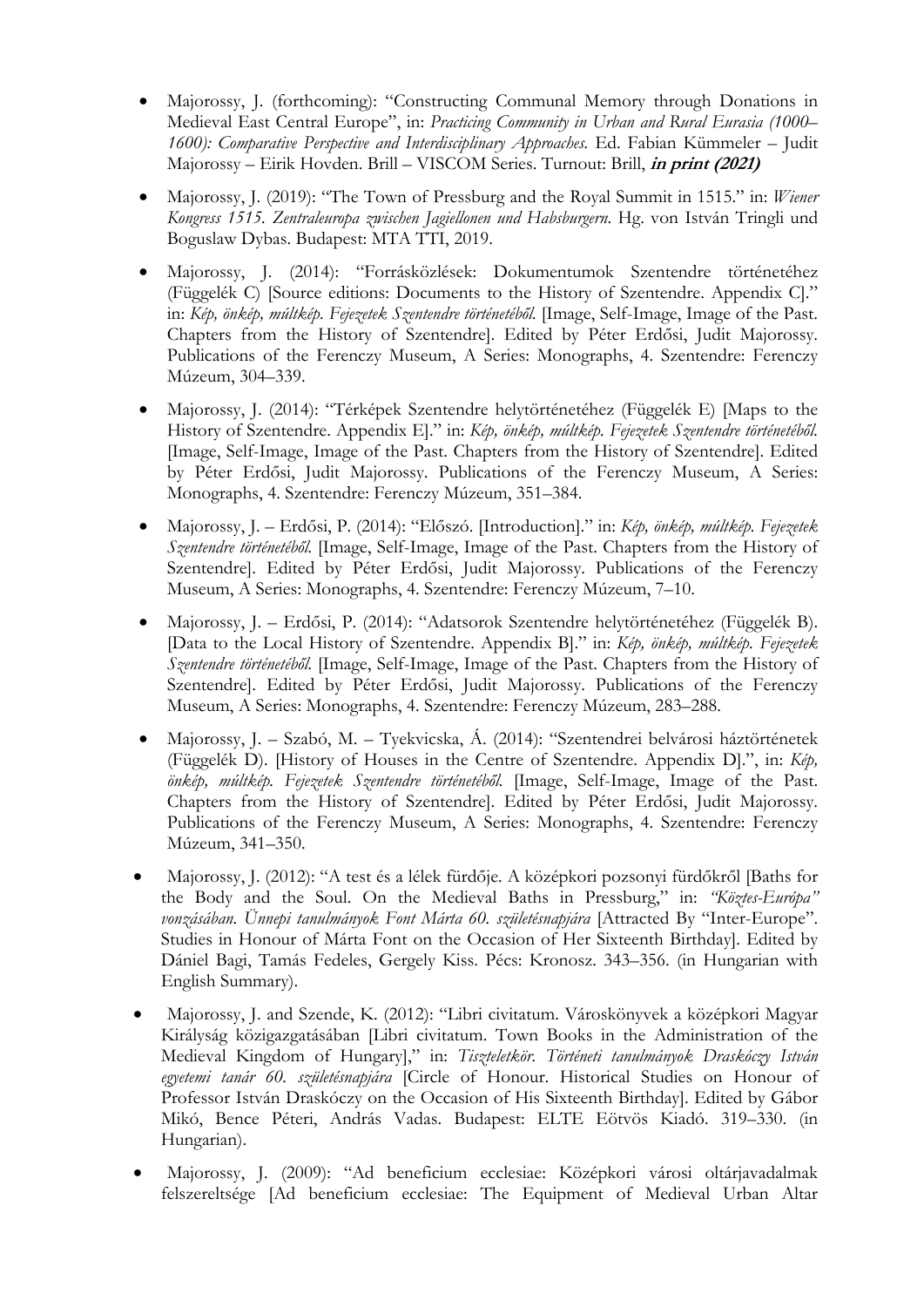- Majorossy, J. (forthcoming): "Constructing Communal Memory through Donations in Medieval East Central Europe", in: *Practicing Community in Urban and Rural Eurasia (1000–1600): Comparative Perspective and Interdisciplinary Approaches.* Ed. Fabian Kümmeler – Judit Majorossy – Eirik Hovden. Brill – VISCOM Series. Turnout: Brill, ***in print (2021)***

- Majorossy, J. (2019): "The Town of Pressburg and the Royal Summit in 1515." in: *Wiener Kongress 1515. Zentraleuropa zwischen Jagiellonen und Habsburgern.* Hg. von István Tringli und Boguslaw Dybas. Budapest: MTA TTI, 2019.

- Majorossy, J. (2014): "Forrásközlések: Dokumentumok Szentendre történetéhez (Függelék C) [Source editions: Documents to the History of Szentendre. Appendix C]." in: *Kép, önkép, múltkép. Fejezetek Szentendre történetéből.* [Image, Self-Image, Image of the Past. Chapters from the History of Szentendre]. Edited by Péter Erdősi, Judit Majorossy. Publications of the Ferenczy Museum, A Series: Monographs, 4. Szentendre: Ferenczy Múzeum, 304–339.

- Majorossy, J. (2014): "Térképek Szentendre helytörténetéhez (Függelék E) [Maps to the History of Szentendre. Appendix E]." in: *Kép, önkép, múltkép. Fejezetek Szentendre történetéből.* [Image, Self-Image, Image of the Past. Chapters from the History of Szentendre]. Edited by Péter Erdősi, Judit Majorossy. Publications of the Ferenczy Museum, A Series: Monographs, 4. Szentendre: Ferenczy Múzeum, 351–384.

- Majorossy, J. – Erdősi, P. (2014): "Előszó. [Introduction]." in: *Kép, önkép, múltkép. Fejezetek Szentendre történetéből.* [Image, Self-Image, Image of the Past. Chapters from the History of Szentendre]. Edited by Péter Erdősi, Judit Majorossy. Publications of the Ferenczy Museum, A Series: Monographs, 4. Szentendre: Ferenczy Múzeum, 7–10.

- Majorossy, J. – Erdősi, P. (2014): "Adatsorok Szentendre helytörténetéhez (Függelék B). [Data to the Local History of Szentendre. Appendix B]." in: *Kép, önkép, múltkép. Fejezetek Szentendre történetéből.* [Image, Self-Image, Image of the Past. Chapters from the History of Szentendre]. Edited by Péter Erdősi, Judit Majorossy. Publications of the Ferenczy Museum, A Series: Monographs, 4. Szentendre: Ferenczy Múzeum, 283–288.

- Majorossy, J. – Szabó, M. – Tyekvicska, Á. (2014): "Szentendrei belvárosi háztörténetek (Függelék D). [History of Houses in the Centre of Szentendre. Appendix D].", in: *Kép, önkép, múltkép. Fejezetek Szentendre történetéből.* [Image, Self-Image, Image of the Past. Chapters from the History of Szentendre]. Edited by Péter Erdősi, Judit Majorossy. Publications of the Ferenczy Museum, A Series: Monographs, 4. Szentendre: Ferenczy Múzeum, 341–350.

- Majorossy, J. (2012): "A test és a lélek fürdője. A középkori pozsonyi fürdőkről [Baths for the Body and the Soul. On the Medieval Baths in Pressburg," in: *"Köztes-Európa" vonzásában. Ünnepi tanulmányok Font Márta 60. születésnapjára* [Attracted By "Inter-Europe". Studies in Honour of Márta Font on the Occasion of Her Sixteenth Birthday]. Edited by Dániel Bagi, Tamás Fedeles, Gergely Kiss. Pécs: Kronosz. 343–356. (in Hungarian with English Summary).

- Majorossy, J. and Szende, K. (2012): "Libri civitatum. Városkönyvek a középkori Magyar Királyság közigazgatásában [Libri civitatum. Town Books in the Administration of the Medieval Kingdom of Hungary]," in: *Tiszteletkör. Történeti tanulmányok Draskóczy István egyetemi tanár 60. születésnapjára* [Circle of Honour. Historical Studies on Honour of Professor István Draskóczy on the Occasion of His Sixteenth Birthday]. Edited by Gábor Mikó, Bence Péteri, András Vadas. Budapest: ELTE Eötvös Kiadó. 319–330. (in Hungarian).

- Majorossy, J. (2009): "Ad beneficium ecclesiae: Középkori városi oltárjavadalmak felszereltsége [Ad beneficium ecclesiae: The Equipment of Medieval Urban Altar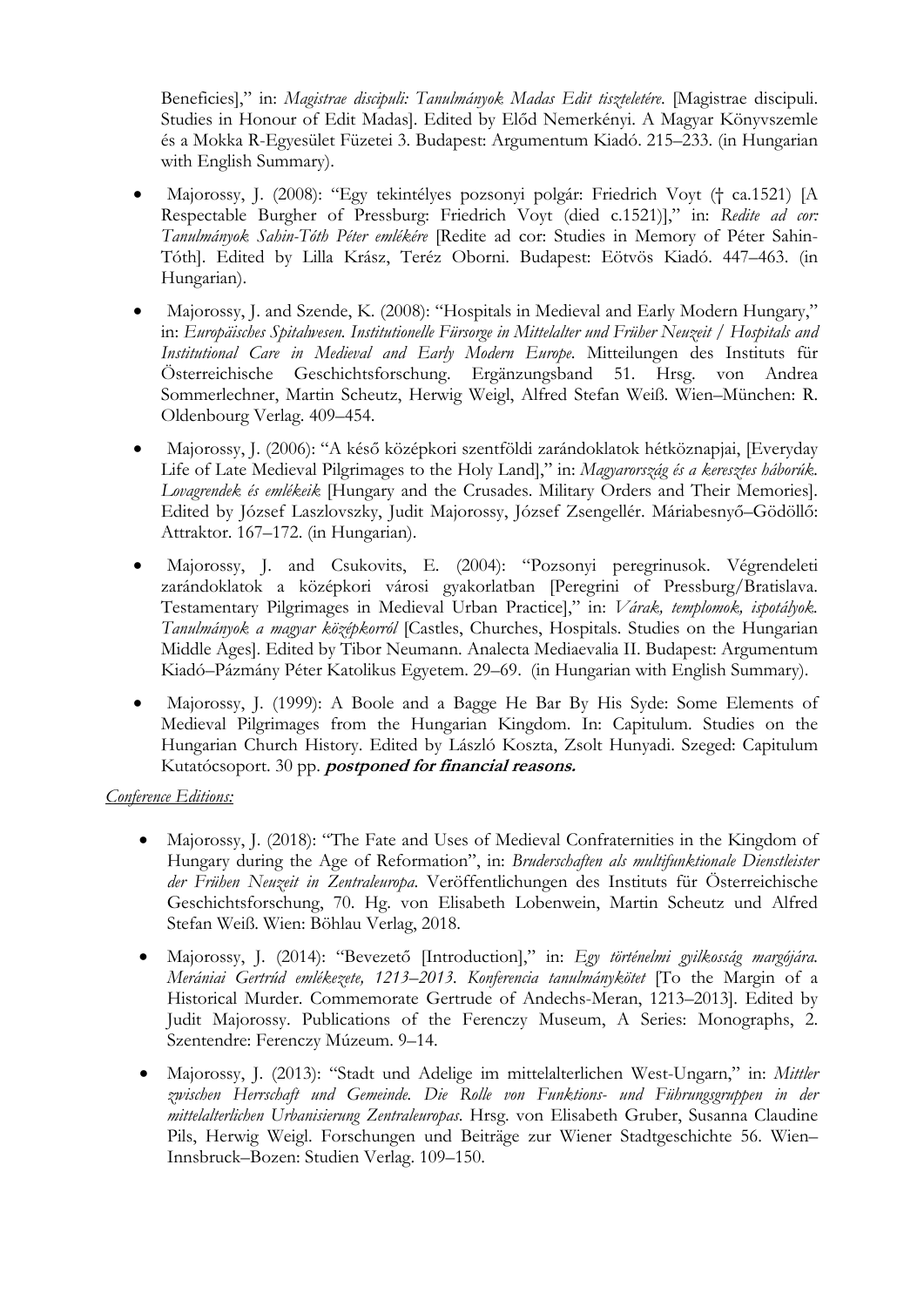Beneficies]," in: *Magistrae discipuli: Tanulmányok Madas Edit tiszteletére*. [Magistrae discipuli. Studies in Honour of Edit Madas]. Edited by Elõd Nemerkényi. A Magyar Könyvszemle és a Mokka R-Egyesület Füzetei 3. Budapest: Argumentum Kiadó. 215–233. (in Hungarian with English Summary).

- Majorossy, J. (2008): "Egy tekintélyes pozsonyi polgár: Friedrich Voyt († ca.1521) [A Respectable Burgher of Pressburg: Friedrich Voyt (died c.1521)]," in: *Redite ad cor: Tanulmányok Sahin-Tóth Péter emlékére* [Redite ad cor: Studies in Memory of Péter Sahin-Tóth]. Edited by Lilla Krász, Teréz Oborni. Budapest: Eötvös Kiadó. 447–463. (in Hungarian).
- Majorossy, J. and Szende, K. (2008): "Hospitals in Medieval and Early Modern Hungary," in: *Europäisches Spitalwesen. Institutionelle Fürsorge in Mittelalter und Früher Neuzeit / Hospitals and Institutional Care in Medieval and Early Modern Europe*. Mitteilungen des Instituts für Österreichische Geschichtsforschung. Ergänzungsband 51. Hrsg. von Andrea Sommerlechner, Martin Scheutz, Herwig Weigl, Alfred Stefan Weiß. Wien–München: R. Oldenbourg Verlag. 409–454.
- Majorossy, J. (2006): "A késő középkori szentföldi zarándoklatok hétköznapjai, [Everyday Life of Late Medieval Pilgrimages to the Holy Land]," in: *Magyarország és a keresztes háborúk. Lovagrendek és emlékeik* [Hungary and the Crusades. Military Orders and Their Memories]. Edited by József Laszlovszky, Judit Majorossy, József Zsengellér. Máriabesnyő–Gödöllő: Attraktor. 167–172. (in Hungarian).
- Majorossy, J. and Csukovits, E. (2004): "Pozsonyi peregrinusok. Végrendeleti zarándoklatok a középkori városi gyakorlatban [Peregrini of Pressburg/Bratislava. Testamentary Pilgrimages in Medieval Urban Practice]," in: *Várak, templomok, ispotályok. Tanulmányok a magyar középkorról* [Castles, Churches, Hospitals. Studies on the Hungarian Middle Ages]. Edited by Tibor Neumann. Analecta Mediaevalia II. Budapest: Argumentum Kiadó–Pázmány Péter Katolikus Egyetem. 29–69. (in Hungarian with English Summary).
- Majorossy, J. (1999): A Boole and a Bagge He Bar By His Syde: Some Elements of Medieval Pilgrimages from the Hungarian Kingdom. In: Capitulum. Studies on the Hungarian Church History. Edited by László Koszta, Zsolt Hunyadi. Szeged: Capitulum Kutatócsoport. 30 pp. ***postponed for financial reasons.***

*Conference Editions:*

- Majorossy, J. (2018): "The Fate and Uses of Medieval Confraternities in the Kingdom of Hungary during the Age of Reformation", in: *Bruderschaften als multifunktionale Dienstleister der Frühen Neuzeit in Zentraleuropa.* Veröffentlichungen des Instituts für Österreichische Geschichtsforschung, 70. Hg. von Elisabeth Lobenwein, Martin Scheutz und Alfred Stefan Weiß. Wien: Böhlau Verlag, 2018.
- Majorossy, J. (2014): "Bevezető [Introduction]," in: *Egy történelmi gyilkosság margójára. Merániai Gertrúd emlékezete, 1213–2013. Konferencia tanulmánykötet* [To the Margin of a Historical Murder. Commemorate Gertrude of Andechs-Meran, 1213–2013]. Edited by Judit Majorossy. Publications of the Ferenczy Museum, A Series: Monographs, 2. Szentendre: Ferenczy Múzeum. 9–14.
- Majorossy, J. (2013): "Stadt und Adelige im mittelalterlichen West-Ungarn," in: *Mittler zwischen Herrschaft und Gemeinde. Die Rolle von Funktions- und Führungsgruppen in der mittelalterlichen Urbanisierung Zentraleuropas.* Hrsg. von Elisabeth Gruber, Susanna Claudine Pils, Herwig Weigl. Forschungen und Beiträge zur Wiener Stadtgeschichte 56. Wien–Innsbruck–Bozen: Studien Verlag. 109–150.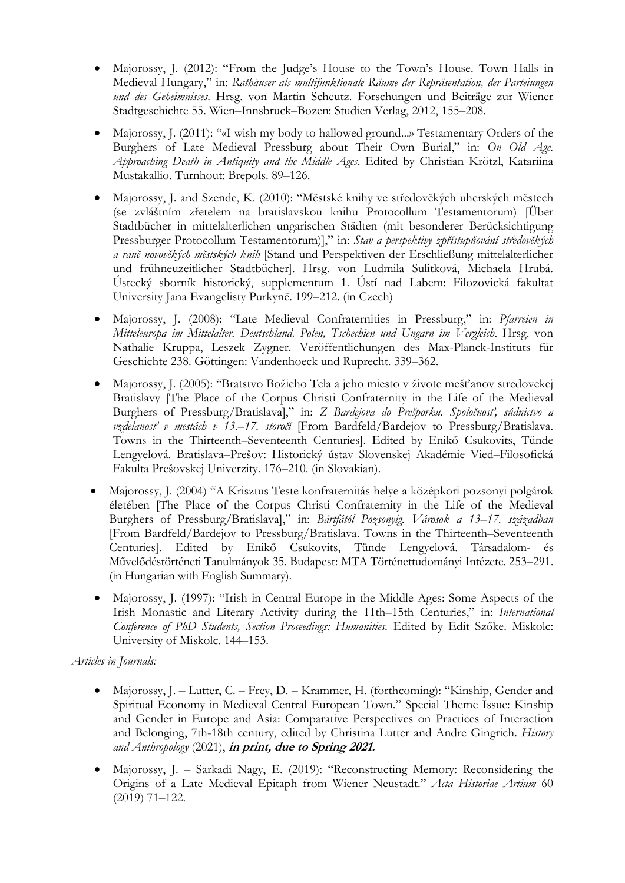- Majorossy, J. (2012): "From the Judge's House to the Town's House. Town Halls in Medieval Hungary," in: *Rathäuser als multifunktionale Räume der Repräsentation, der Parteiungen und des Geheimnisses*. Hrsg. von Martin Scheutz. Forschungen und Beiträge zur Wiener Stadtgeschichte 55. Wien–Innsbruck–Bozen: Studien Verlag, 2012, 155–208.

- Majorossy, J. (2011): "«I wish my body to hallowed ground...» Testamentary Orders of the Burghers of Late Medieval Pressburg about Their Own Burial," in: *On Old Age. Approaching Death in Antiquity and the Middle Ages*. Edited by Christian Krötzl, Katariina Mustakallio. Turnhout: Brepols. 89–126.

- Majorossy, J. and Szende, K. (2010): "Městské knihy ve středověkých uherských městech (se zvláštním zřetelem na bratislavskou knihu Protocollum Testamentorum) [Über Stadtbücher in mittelalterlichen ungarischen Städten (mit besonderer Berücksichtigung Pressburger Protocollum Testamentorum)]," in: *Stav a perspektivy zpřístupňování středověkých a raně novověkých městských knih* [Stand und Perspektiven der Erschließung mittelalterlicher und frühneuzeitlicher Stadtbücher]. Hrsg. von Ludmila Sulitková, Michaela Hrubá. Ústecký sborník historický, supplementum 1. Ústí nad Labem: Filozovická fakultat University Jana Evangelisty Purkyně. 199–212. (in Czech)

- Majorossy, J. (2008): "Late Medieval Confraternities in Pressburg," in: *Pfarreien in Mitteleuropa im Mittelalter. Deutschland, Polen, Tschechien und Ungarn im Vergleich*. Hrsg. von Nathalie Kruppa, Leszek Zygner. Veröffentlichungen des Max-Planck-Instituts für Geschichte 238. Göttingen: Vandenhoeck und Ruprecht. 339–362.

- Majorossy, J. (2005): "Bratstvo Božieho Tela a jeho miesto v živote mešťanov stredovekej Bratislavy [The Place of the Corpus Christi Confraternity in the Life of the Medieval Burghers of Pressburg/Bratislava]," in: *Z Bardejova do Prešporku. Spoločnosť, súdnictvo a vzdelanosť v mestách v 13.–17. storočí* [From Bardfeld/Bardejov to Pressburg/Bratislava. Towns in the Thirteenth–Seventeenth Centuries]. Edited by Enikő Csukovits, Tünde Lengyelová. Bratislava–Prešov: Historický ústav Slovenskej Akadémie Vied–Filosofická Fakulta Prešovskej Univerzity. 176–210. (in Slovakian).

- Majorossy, J. (2004) "A Krisztus Teste konfraternitás helye a középkori pozsonyi polgárok életében [The Place of the Corpus Christi Confraternity in the Life of the Medieval Burghers of Pressburg/Bratislava]," in: *Bártfától Pozsonyig. Városok a 13–17. században* [From Bardfeld/Bardejov to Pressburg/Bratislava. Towns in the Thirteenth–Seventeenth Centuries]. Edited by Enikő Csukovits, Tünde Lengyelová. Társadalom- és Művelődéstörténeti Tanulmányok 35. Budapest: MTA Történettudományi Intézete. 253–291. (in Hungarian with English Summary).

- Majorossy, J. (1997): "Irish in Central Europe in the Middle Ages: Some Aspects of the Irish Monastic and Literary Activity during the 11th–15th Centuries," in: *International Conference of PhD Students, Section Proceedings: Humanities.* Edited by Edit Szőke. Miskolc: University of Miskolc. 144–153.

*Articles in Journals:*

- Majorossy, J. – Lutter, C. – Frey, D. – Krammer, H. (forthcoming): "Kinship, Gender and Spiritual Economy in Medieval Central European Town." Special Theme Issue: Kinship and Gender in Europe and Asia: Comparative Perspectives on Practices of Interaction and Belonging, 7th-18th century, edited by Christina Lutter and Andre Gingrich. *History and Anthropology* (2021), ***in print, due to Spring 2021.***

- Majorossy, J. – Sarkadi Nagy, E. (2019): "Reconstructing Memory: Reconsidering the Origins of a Late Medieval Epitaph from Wiener Neustadt." *Acta Historiae Artium* 60 (2019) 71–122.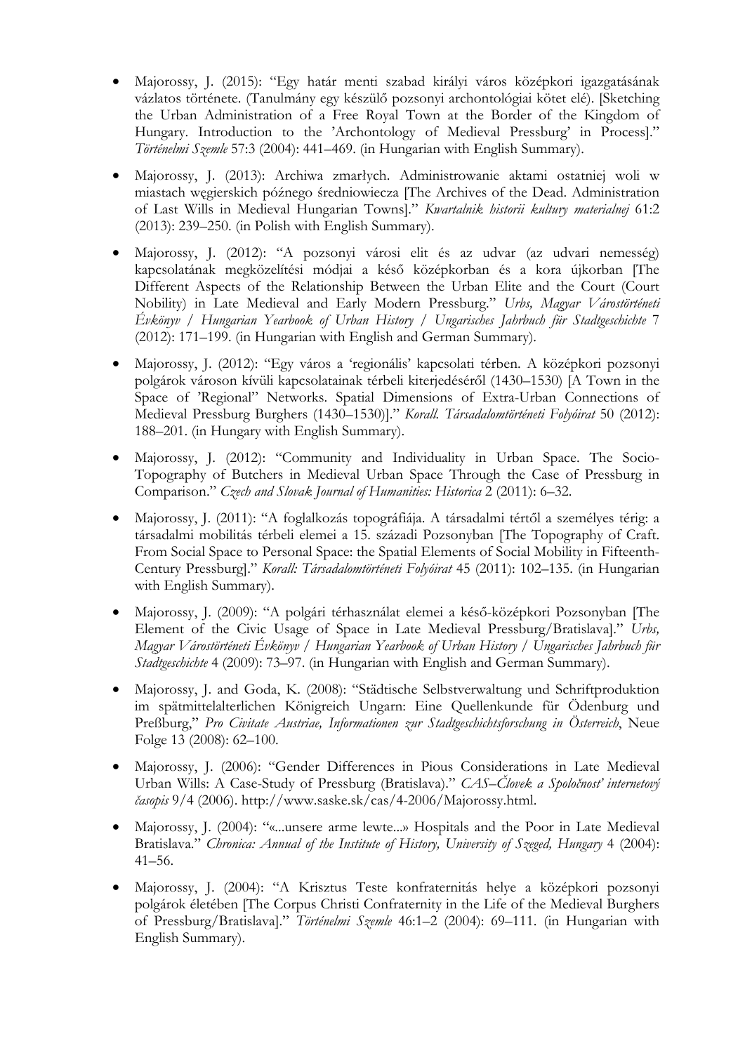- Majorossy, J. (2015): "Egy határ menti szabad királyi város középkori igazgatásának vázlatos története. (Tanulmány egy készülő pozsonyi archontológiai kötet elé). [Sketching the Urban Administration of a Free Royal Town at the Border of the Kingdom of Hungary. Introduction to the 'Archontology of Medieval Pressburg' in Process]." *Történelmi Szemle* 57:3 (2004): 441–469. (in Hungarian with English Summary).

- Majorossy, J. (2013): Archiwa zmarłych. Administrowanie aktami ostatniej woli w miastach węgierskich późnego średniowiecza [The Archives of the Dead. Administration of Last Wills in Medieval Hungarian Towns]." *Kwartalnik historii kultury materialnej* 61:2 (2013): 239–250. (in Polish with English Summary).

- Majorossy, J. (2012): "A pozsonyi városi elit és az udvar (az udvari nemesség) kapcsolatának megközelítési módjai a késő középkorban és a kora újkorban [The Different Aspects of the Relationship Between the Urban Elite and the Court (Court Nobility) in Late Medieval and Early Modern Pressburg." *Urbs, Magyar Várostörténeti Évkönyv / Hungarian Yearbook of Urban History / Ungarisches Jahrbuch für Stadtgeschichte* 7 (2012): 171–199. (in Hungarian with English and German Summary).

- Majorossy, J. (2012): "Egy város a 'regionális' kapcsolati térben. A középkori pozsonyi polgárok városon kívüli kapcsolatainak térbeli kiterjedéséről (1430–1530) [A Town in the Space of 'Regional" Networks. Spatial Dimensions of Extra-Urban Connections of Medieval Pressburg Burghers (1430–1530)]." *Korall. Társadalomtörténeti Folyóirat* 50 (2012): 188–201. (in Hungary with English Summary).

- Majorossy, J. (2012): "Community and Individuality in Urban Space. The Socio-Topography of Butchers in Medieval Urban Space Through the Case of Pressburg in Comparison." *Czech and Slovak Journal of Humanities: Historica* 2 (2011): 6–32.

- Majorossy, J. (2011): "A foglalkozás topográfiája. A társadalmi tértől a személyes térig: a társadalmi mobilitás térbeli elemei a 15. századi Pozsonyban [The Topography of Craft. From Social Space to Personal Space: the Spatial Elements of Social Mobility in Fifteenth-Century Pressburg]." *Korall: Társadalomtörténeti Folyóirat* 45 (2011): 102–135. (in Hungarian with English Summary).

- Majorossy, J. (2009): "A polgári térhasználat elemei a késő-középkori Pozsonyban [The Element of the Civic Usage of Space in Late Medieval Pressburg/Bratislava]." *Urbs, Magyar Várostörténeti Évkönyv / Hungarian Yearbook of Urban History / Ungarisches Jahrbuch für Stadtgeschichte* 4 (2009): 73–97. (in Hungarian with English and German Summary).

- Majorossy, J. and Goda, K. (2008): "Städtische Selbstverwaltung und Schriftproduktion im spätmittelalterlichen Königreich Ungarn: Eine Quellenkunde für Ödenburg und Preßburg," *Pro Civitate Austriae, Informationen zur Stadtgeschichtsforschung in Österreich*, Neue Folge 13 (2008): 62–100.

- Majorossy, J. (2006): "Gender Differences in Pious Considerations in Late Medieval Urban Wills: A Case-Study of Pressburg (Bratislava)." *CAS–Človek a Spoločnosť internetový časopis* 9/4 (2006). http://www.saske.sk/cas/4-2006/Majorossy.html.

- Majorossy, J. (2004): "«...unsere arme lewte...» Hospitals and the Poor in Late Medieval Bratislava." *Chronica: Annual of the Institute of History, University of Szeged, Hungary* 4 (2004): 41–56.

- Majorossy, J. (2004): "A Krisztus Teste konfraternitás helye a középkori pozsonyi polgárok életében [The Corpus Christi Confraternity in the Life of the Medieval Burghers of Pressburg/Bratislava]." *Történelmi Szemle* 46:1–2 (2004): 69–111. (in Hungarian with English Summary).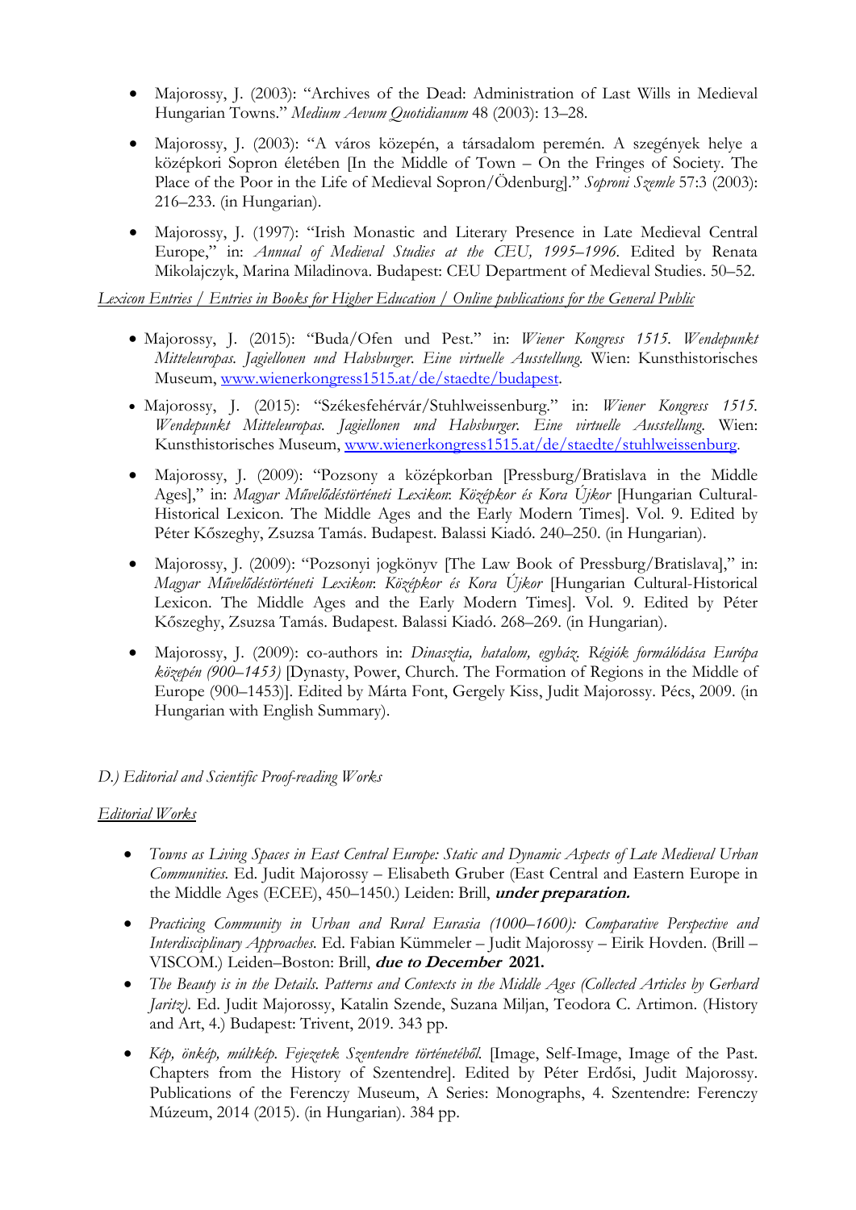- Majorossy, J. (2003): "Archives of the Dead: Administration of Last Wills in Medieval Hungarian Towns." *Medium Aevum Quotidianum* 48 (2003): 13–28.

- Majorossy, J. (2003): "A város közepén, a társadalom peremén. A szegények helye a középkori Sopron életében [In the Middle of Town – On the Fringes of Society. The Place of the Poor in the Life of Medieval Sopron/Ödenburg]." *Soproni Szemle* 57:3 (2003): 216–233. (in Hungarian).

- Majorossy, J. (1997): "Irish Monastic and Literary Presence in Late Medieval Central Europe," in: *Annual of Medieval Studies at the CEU, 1995–1996*. Edited by Renata Mikolajczyk, Marina Miladinova. Budapest: CEU Department of Medieval Studies. 50–52.

*Lexicon Entries / Entries in Books for Higher Education / Online publications for the General Public*

- Majorossy, J. (2015): "Buda/Ofen und Pest." in: *Wiener Kongress 1515. Wendepunkt Mitteleuropas. Jagiellonen und Habsburger. Eine virtuelle Ausstellung.* Wien: Kunsthistorisches Museum, www.wienerkongress1515.at/de/staedte/budapest.

- Majorossy, J. (2015): "Székesfehérvár/Stuhlweissenburg." in: *Wiener Kongress 1515. Wendepunkt Mitteleuropas. Jagiellonen und Habsburger. Eine virtuelle Ausstellung.* Wien: Kunsthistorisches Museum, www.wienerkongress1515.at/de/staedte/stuhlweissenburg.

- Majorossy, J. (2009): "Pozsony a középkorban [Pressburg/Bratislava in the Middle Ages]," in: *Magyar Művelődéstörténeti Lexikon: Középkor és Kora Újkor* [Hungarian Cultural-Historical Lexicon. The Middle Ages and the Early Modern Times]. Vol. 9. Edited by Péter Kőszeghy, Zsuzsa Tamás. Budapest. Balassi Kiadó. 240–250. (in Hungarian).

- Majorossy, J. (2009): "Pozsonyi jogkönyv [The Law Book of Pressburg/Bratislava]," in: *Magyar Művelődéstörténeti Lexikon: Középkor és Kora Újkor* [Hungarian Cultural-Historical Lexicon. The Middle Ages and the Early Modern Times]. Vol. 9. Edited by Péter Kőszeghy, Zsuzsa Tamás. Budapest. Balassi Kiadó. 268–269. (in Hungarian).

- Majorossy, J. (2009): co-authors in: *Dinasztia, hatalom, egyház. Régiók formálódása Európa közepén (900–1453)* [Dynasty, Power, Church. The Formation of Regions in the Middle of Europe (900–1453)]. Edited by Márta Font, Gergely Kiss, Judit Majorossy. Pécs, 2009. (in Hungarian with English Summary).

*D.) Editorial and Scientific Proof-reading Works*

*Editorial Works*

- *Towns as Living Spaces in East Central Europe: Static and Dynamic Aspects of Late Medieval Urban Communities.* Ed. Judit Majorossy – Elisabeth Gruber (East Central and Eastern Europe in the Middle Ages (ECEE), 450–1450.) Leiden: Brill, ***under preparation.***

- *Practicing Community in Urban and Rural Eurasia (1000–1600): Comparative Perspective and Interdisciplinary Approaches.* Ed. Fabian Kümmeler – Judit Majorossy – Eirik Hovden. (Brill – VISCOM.) Leiden–Boston: Brill, ***due to December* 2021.**

- *The Beauty is in the Details. Patterns and Contexts in the Middle Ages (Collected Articles by Gerhard Jaritz).* Ed. Judit Majorossy, Katalin Szende, Suzana Miljan, Teodora C. Artimon. (History and Art, 4.) Budapest: Trivent, 2019. 343 pp.

- *Kép, önkép, múltkép. Fejezetek Szentendre történetéből.* [Image, Self-Image, Image of the Past. Chapters from the History of Szentendre]. Edited by Péter Erdősi, Judit Majorossy. Publications of the Ferenczy Museum, A Series: Monographs, 4. Szentendre: Ferenczy Múzeum, 2014 (2015). (in Hungarian). 384 pp.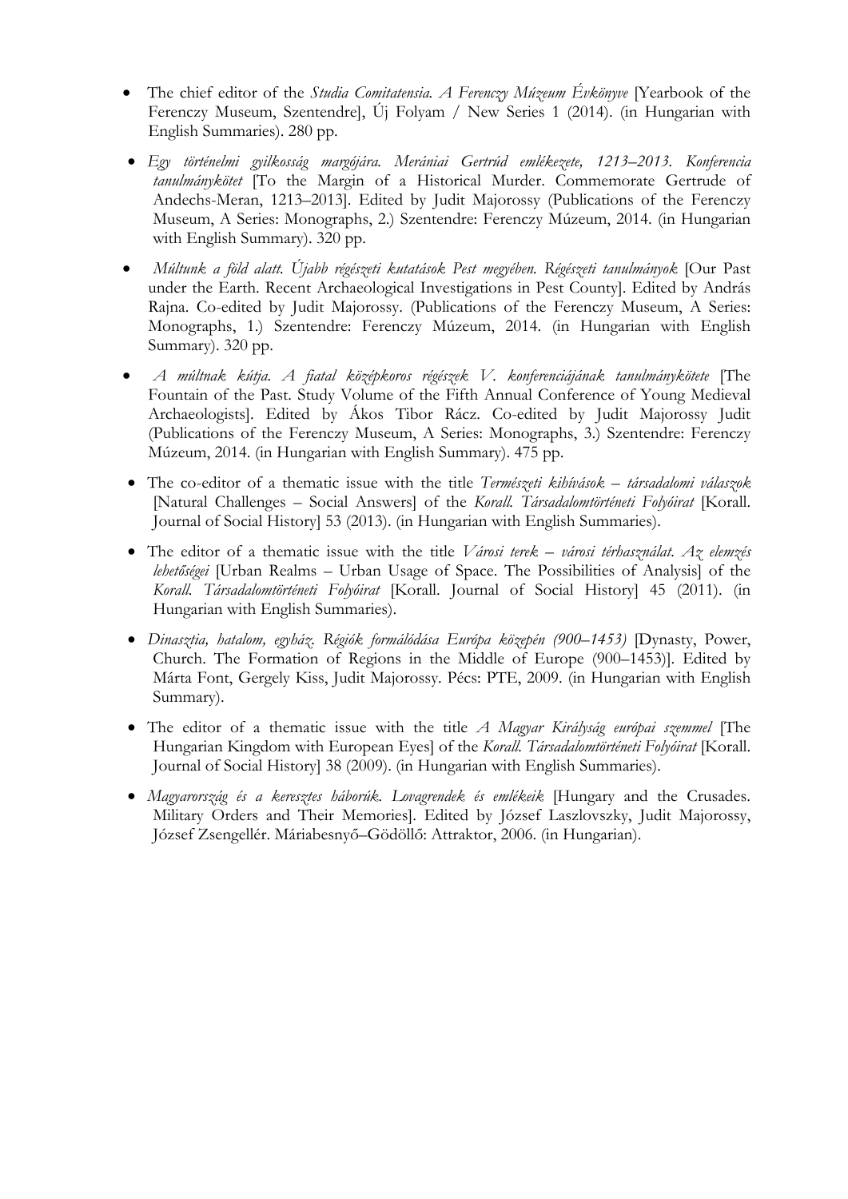- The chief editor of the *Studia Comitatensia. A Ferenczy Múzeum Évkönyve* [Yearbook of the Ferenczy Museum, Szentendre], Új Folyam / New Series 1 (2014). (in Hungarian with English Summaries). 280 pp.
- *Egy történelmi gyilkosság margójára. Merániai Gertrúd emlékezete, 1213–2013. Konferencia tanulmánykötet* [To the Margin of a Historical Murder. Commemorate Gertrude of Andechs-Meran, 1213–2013]. Edited by Judit Majorossy (Publications of the Ferenczy Museum, A Series: Monographs, 2.) Szentendre: Ferenczy Múzeum, 2014. (in Hungarian with English Summary). 320 pp.
- *Múltunk a föld alatt. Újabb régészeti kutatások Pest megyében. Régészeti tanulmányok* [Our Past under the Earth. Recent Archaeological Investigations in Pest County]. Edited by András Rajna. Co-edited by Judit Majorossy. (Publications of the Ferenczy Museum, A Series: Monographs, 1.) Szentendre: Ferenczy Múzeum, 2014. (in Hungarian with English Summary). 320 pp.
- *A múltnak kútja. A fiatal középkoros régészek V. konferenciájának tanulmánykötete* [The Fountain of the Past. Study Volume of the Fifth Annual Conference of Young Medieval Archaeologists]. Edited by Ákos Tibor Rácz. Co-edited by Judit Majorossy Judit (Publications of the Ferenczy Museum, A Series: Monographs, 3.) Szentendre: Ferenczy Múzeum, 2014. (in Hungarian with English Summary). 475 pp.
- The co-editor of a thematic issue with the title *Természeti kihívások – társadalomi válaszok* [Natural Challenges – Social Answers] of the *Korall. Társadalomtörténeti Folyóirat* [Korall. Journal of Social History] 53 (2013). (in Hungarian with English Summaries).
- The editor of a thematic issue with the title *Városi terek – városi térhasznélat. Az elemzés lehetőségei* [Urban Realms – Urban Usage of Space. The Possibilities of Analysis] of the *Korall. Társadalomtörténeti Folyóirat* [Korall. Journal of Social History] 45 (2011). (in Hungarian with English Summaries).
- *Dinasztia, hatalom, egyház. Régiók formálódása Európa közepén (900–1453)* [Dynasty, Power, Church. The Formation of Regions in the Middle of Europe (900–1453)]. Edited by Márta Font, Gergely Kiss, Judit Majorossy. Pécs: PTE, 2009. (in Hungarian with English Summary).
- The editor of a thematic issue with the title *A Magyar Királyság európai szemmel* [The Hungarian Kingdom with European Eyes] of the *Korall. Társadalomtörténeti Folyóirat* [Korall. Journal of Social History] 38 (2009). (in Hungarian with English Summaries).
- *Magyarország és a keresztes háborúk. Lovagrendek és emlékeik* [Hungary and the Crusades. Military Orders and Their Memories]. Edited by József Laszlovszky, Judit Majorossy, József Zsengellér. Máriabesnyő–Gödöllő: Attraktor, 2006. (in Hungarian).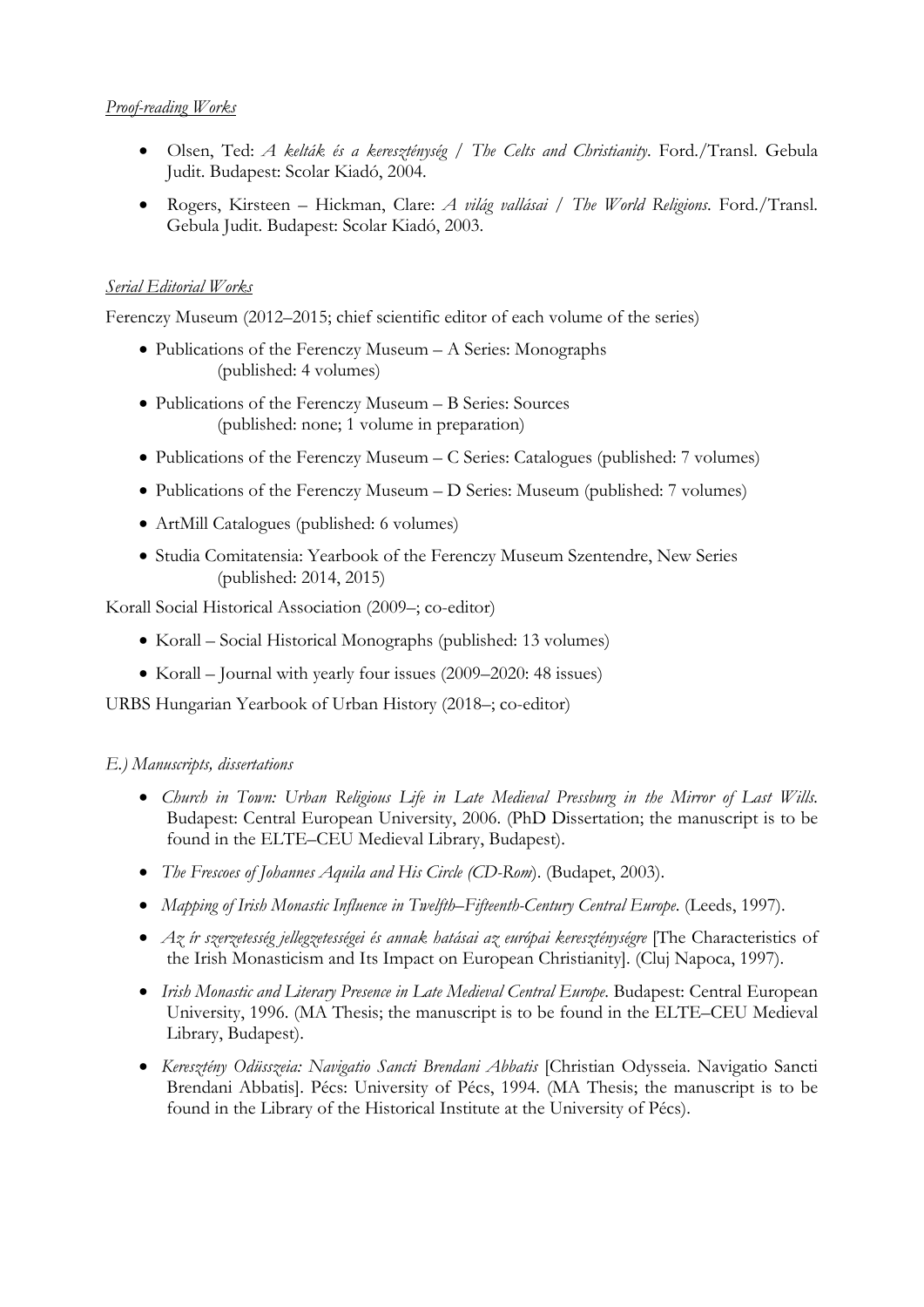*Proof-reading Works*

- Olsen, Ted: *A kelták és a kereszténység / The Celts and Christianity*. Ford./Transl. Gebula Judit. Budapest: Scolar Kiadó, 2004.
- Rogers, Kirsteen – Hickman, Clare: *A világ vallásai / The World Religions*. Ford./Transl. Gebula Judit. Budapest: Scolar Kiadó, 2003.

*Serial Editorial Works*

Ferenczy Museum (2012–2015; chief scientific editor of each volume of the series)

- Publications of the Ferenczy Museum – A Series: Monographs (published: 4 volumes)
- Publications of the Ferenczy Museum – B Series: Sources (published: none; 1 volume in preparation)
- Publications of the Ferenczy Museum – C Series: Catalogues (published: 7 volumes)
- Publications of the Ferenczy Museum – D Series: Museum (published: 7 volumes)
- ArtMill Catalogues (published: 6 volumes)
- Studia Comitatensia: Yearbook of the Ferenczy Museum Szentendre, New Series (published: 2014, 2015)

Korall Social Historical Association (2009–; co-editor)

- Korall – Social Historical Monographs (published: 13 volumes)
- Korall – Journal with yearly four issues (2009–2020: 48 issues)

URBS Hungarian Yearbook of Urban History (2018–; co-editor)

*E.) Manuscripts, dissertations*

- *Church in Town: Urban Religious Life in Late Medieval Pressburg in the Mirror of Last Wills*. Budapest: Central European University, 2006. (PhD Dissertation; the manuscript is to be found in the ELTE–CEU Medieval Library, Budapest).
- *The Frescoes of Johannes Aquila and His Circle (CD-Rom*). (Budapet, 2003).
- *Mapping of Irish Monastic Influence in Twelfth–Fifteenth-Century Central Europe*. (Leeds, 1997).
- *Az ír szerzetesség jellegzetességei és annak hatásai az európai kereszténységre* [The Characteristics of the Irish Monasticism and Its Impact on European Christianity]. (Cluj Napoca, 1997).
- *Irish Monastic and Literary Presence in Late Medieval Central Europe*. Budapest: Central European University, 1996. (MA Thesis; the manuscript is to be found in the ELTE–CEU Medieval Library, Budapest).
- *Keresztény Odüsszeia: Navigatio Sancti Brendani Abbatis* [Christian Odysseia. Navigatio Sancti Brendani Abbatis]. Pécs: University of Pécs, 1994. (MA Thesis; the manuscript is to be found in the Library of the Historical Institute at the University of Pécs).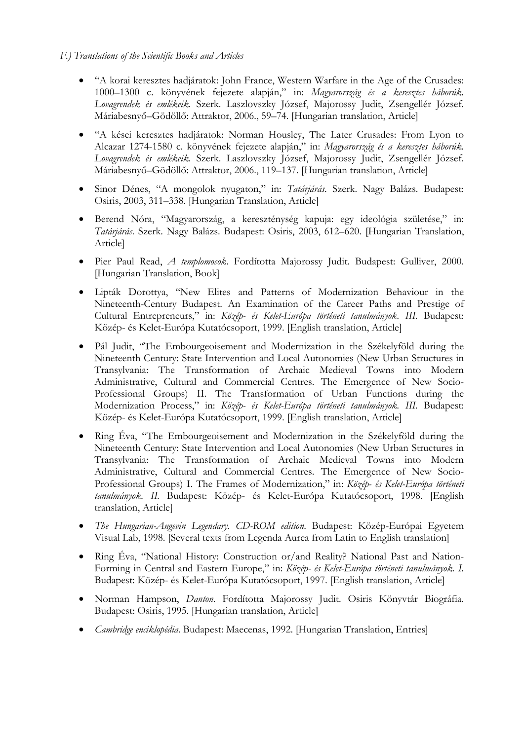*F.) Translations of the Scientific Books and Articles*

- "A korai keresztes hadjáratok: John France, Western Warfare in the Age of the Crusades: 1000–1300 c. könyvének fejezete alapján," in: *Magyarország és a keresztes háborúk. Lovagrendek és emlékeik*. Szerk. Laszlovszky József, Majorossy Judit, Zsengellér József. Máriabesnyő–Gödöllő: Attraktor, 2006., 59–74. [Hungarian translation, Article]
- "A kései keresztes hadjáratok: Norman Housley, The Later Crusades: From Lyon to Alcazar 1274-1580 c. könyvének fejezete alapján," in: *Magyarország és a keresztes háborúk. Lovagrendek és emlékeik*. Szerk. Laszlovszky József, Majorossy Judit, Zsengellér József. Máriabesnyő–Gödöllő: Attraktor, 2006., 119–137. [Hungarian translation, Article]
- Sinor Dénes, "A mongolok nyugaton," in: *Tatárjárás*. Szerk. Nagy Balázs. Budapest: Osiris, 2003, 311–338. [Hungarian Translation, Article]
- Berend Nóra, "Magyarország, a kereszténység kapuja: egy ideológia születése," in: *Tatárjárás*. Szerk. Nagy Balázs. Budapest: Osiris, 2003, 612–620. [Hungarian Translation, Article]
- Pier Paul Read, *A templomosok*. Fordította Majorossy Judit. Budapest: Gulliver, 2000. [Hungarian Translation, Book]
- Lipták Dorottya, "New Elites and Patterns of Modernization Behaviour in the Nineteenth-Century Budapest. An Examination of the Career Paths and Prestige of Cultural Entrepreneurs," in: *Közép- és Kelet-Európa történeti tanulmányok. III.* Budapest: Közép- és Kelet-Európa Kutatócsoport, 1999. [English translation, Article]
- Pál Judit, "The Embourgeoisement and Modernization in the Székelyföld during the Nineteenth Century: State Intervention and Local Autonomies (New Urban Structures in Transylvania: The Transformation of Archaic Medieval Towns into Modern Administrative, Cultural and Commercial Centres. The Emergence of New Socio-Professional Groups) II. The Transformation of Urban Functions during the Modernization Process," in: *Közép- és Kelet-Európa történeti tanulmányok. III.* Budapest: Közép- és Kelet-Európa Kutatócsoport, 1999. [English translation, Article]
- Ring Éva, "The Embourgeoisement and Modernization in the Székelyföld during the Nineteenth Century: State Intervention and Local Autonomies (New Urban Structures in Transylvania: The Transformation of Archaic Medieval Towns into Modern Administrative, Cultural and Commercial Centres. The Emergence of New Socio-Professional Groups) I. The Frames of Modernization," in: *Közép- és Kelet-Európa történeti tanulmányok. II.* Budapest: Közép- és Kelet-Európa Kutatócsoport, 1998. [English translation, Article]
- *The Hungarian-Angevin Legendary. CD-ROM edition.* Budapest: Közép-Európai Egyetem Visual Lab, 1998. [Several texts from Legenda Aurea from Latin to English translation]
- Ring Éva, "National History: Construction or/and Reality? National Past and Nation-Forming in Central and Eastern Europe," in: *Közép- és Kelet-Európa történeti tanulmányok. I.* Budapest: Közép- és Kelet-Európa Kutatócsoport, 1997. [English translation, Article]
- Norman Hampson, *Danton*. Fordította Majorossy Judit. Osiris Könyvtár Biográfia. Budapest: Osiris, 1995. [Hungarian translation, Article]
- *Cambridge enciklopédia*. Budapest: Maecenas, 1992. [Hungarian Translation, Entries]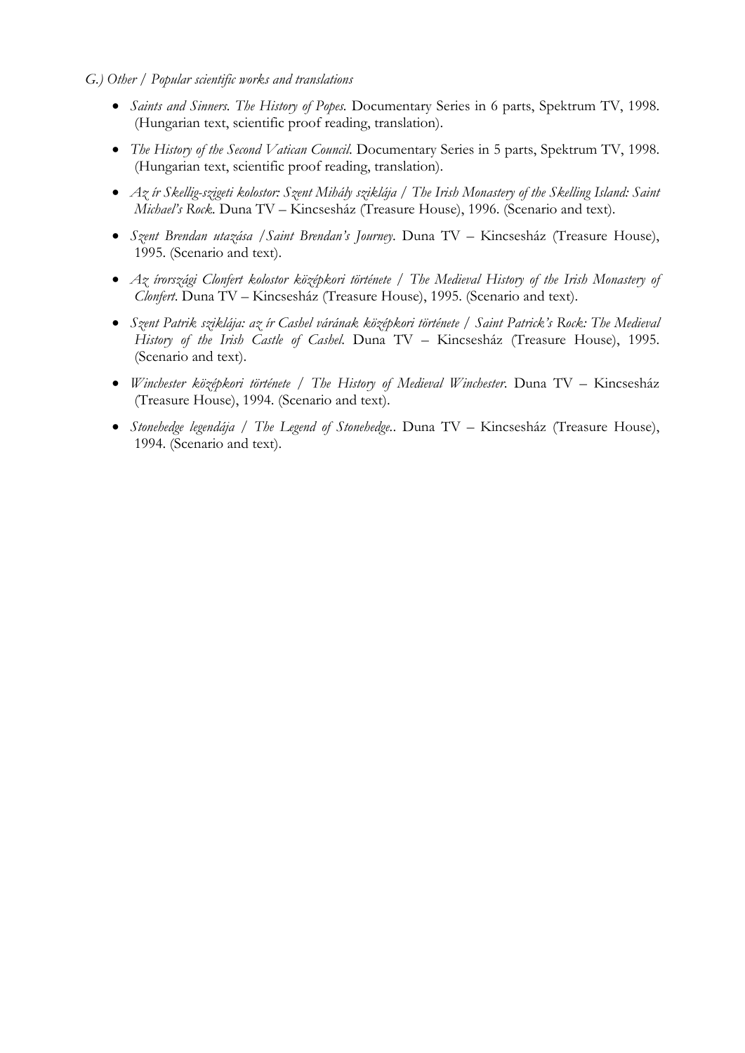*G.) Other / Popular scientific works and translations*

- *Saints and Sinners. The History of Popes.* Documentary Series in 6 parts, Spektrum TV, 1998. (Hungarian text, scientific proof reading, translation).
- *The History of the Second Vatican Council*. Documentary Series in 5 parts, Spektrum TV, 1998. (Hungarian text, scientific proof reading, translation).
- *Az ír Skellig-szigeti kolostor: Szent Mihály sziklája / The Irish Monastery of the Skelling Island: Saint Michael's Rock.* Duna TV – Kincsesház (Treasure House), 1996. (Scenario and text).
- *Szent Brendan utazása /Saint Brendan's Journey*. Duna TV – Kincsesház (Treasure House), 1995. (Scenario and text).
- *Az írországi Clonfert kolostor középkori története / The Medieval History of the Irish Monastery of Clonfert*. Duna TV – Kincsesház (Treasure House), 1995. (Scenario and text).
- *Szent Patrik sziklája: az ír Cashel várának középkori története / Saint Patrick's Rock: The Medieval History of the Irish Castle of Cashel*. Duna TV – Kincsesház (Treasure House), 1995. (Scenario and text).
- *Winchester középkori története / The History of Medieval Winchester*. Duna TV – Kincsesház (Treasure House), 1994. (Scenario and text).
- *Stonehedge legendája / The Legend of Stonehedge.*. Duna TV – Kincsesház (Treasure House), 1994. (Scenario and text).